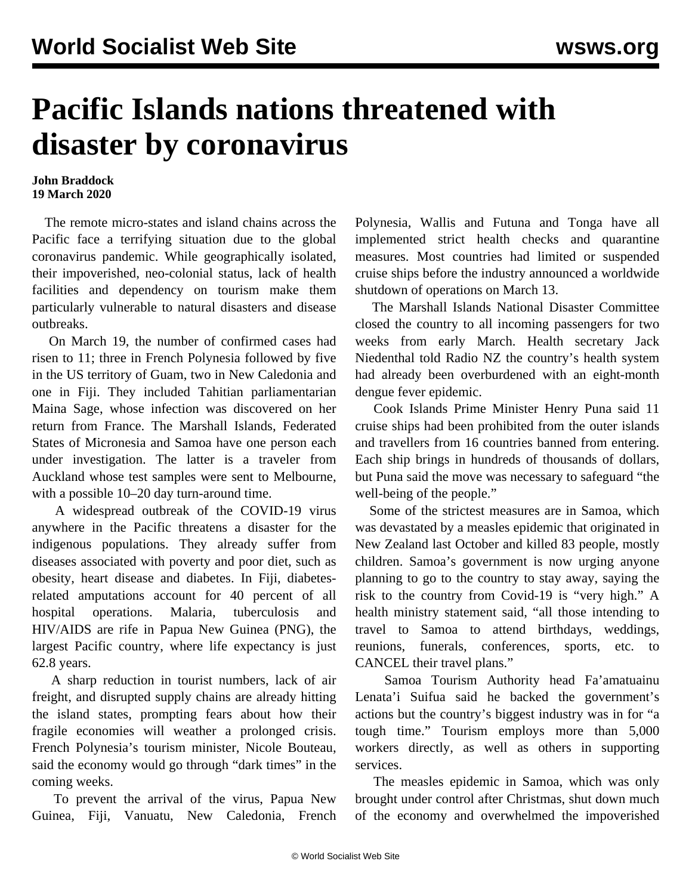# Pacific Islands nations threatened with disaster by coronavirus

**John Braddock**
**19 March 2020**

The remote micro-states and island chains across the Pacific face a terrifying situation due to the global coronavirus pandemic. While geographically isolated, their impoverished, neo-colonial status, lack of health facilities and dependency on tourism make them particularly vulnerable to natural disasters and disease outbreaks.

On March 19, the number of confirmed cases had risen to 11; three in French Polynesia followed by five in the US territory of Guam, two in New Caledonia and one in Fiji. They included Tahitian parliamentarian Maina Sage, whose infection was discovered on her return from France. The Marshall Islands, Federated States of Micronesia and Samoa have one person each under investigation. The latter is a traveler from Auckland whose test samples were sent to Melbourne, with a possible 10–20 day turn-around time.

A widespread outbreak of the COVID-19 virus anywhere in the Pacific threatens a disaster for the indigenous populations. They already suffer from diseases associated with poverty and poor diet, such as obesity, heart disease and diabetes. In Fiji, diabetes-related amputations account for 40 percent of all hospital operations. Malaria, tuberculosis and HIV/AIDS are rife in Papua New Guinea (PNG), the largest Pacific country, where life expectancy is just 62.8 years.

A sharp reduction in tourist numbers, lack of air freight, and disrupted supply chains are already hitting the island states, prompting fears about how their fragile economies will weather a prolonged crisis. French Polynesia's tourism minister, Nicole Bouteau, said the economy would go through "dark times" in the coming weeks.

To prevent the arrival of the virus, Papua New Guinea, Fiji, Vanuatu, New Caledonia, French Polynesia, Wallis and Futuna and Tonga have all implemented strict health checks and quarantine measures. Most countries had limited or suspended cruise ships before the industry announced a worldwide shutdown of operations on March 13.

The Marshall Islands National Disaster Committee closed the country to all incoming passengers for two weeks from early March. Health secretary Jack Niedenthal told Radio NZ the country's health system had already been overburdened with an eight-month dengue fever epidemic.

Cook Islands Prime Minister Henry Puna said 11 cruise ships had been prohibited from the outer islands and travellers from 16 countries banned from entering. Each ship brings in hundreds of thousands of dollars, but Puna said the move was necessary to safeguard "the well-being of the people."

Some of the strictest measures are in Samoa, which was devastated by a measles epidemic that originated in New Zealand last October and killed 83 people, mostly children. Samoa's government is now urging anyone planning to go to the country to stay away, saying the risk to the country from Covid-19 is "very high." A health ministry statement said, "all those intending to travel to Samoa to attend birthdays, weddings, reunions, funerals, conferences, sports, etc. to CANCEL their travel plans."

Samoa Tourism Authority head Fa'amatuainu Lenata'i Suifua said he backed the government's actions but the country's biggest industry was in for "a tough time." Tourism employs more than 5,000 workers directly, as well as others in supporting services.

The measles epidemic in Samoa, which was only brought under control after Christmas, shut down much of the economy and overwhelmed the impoverished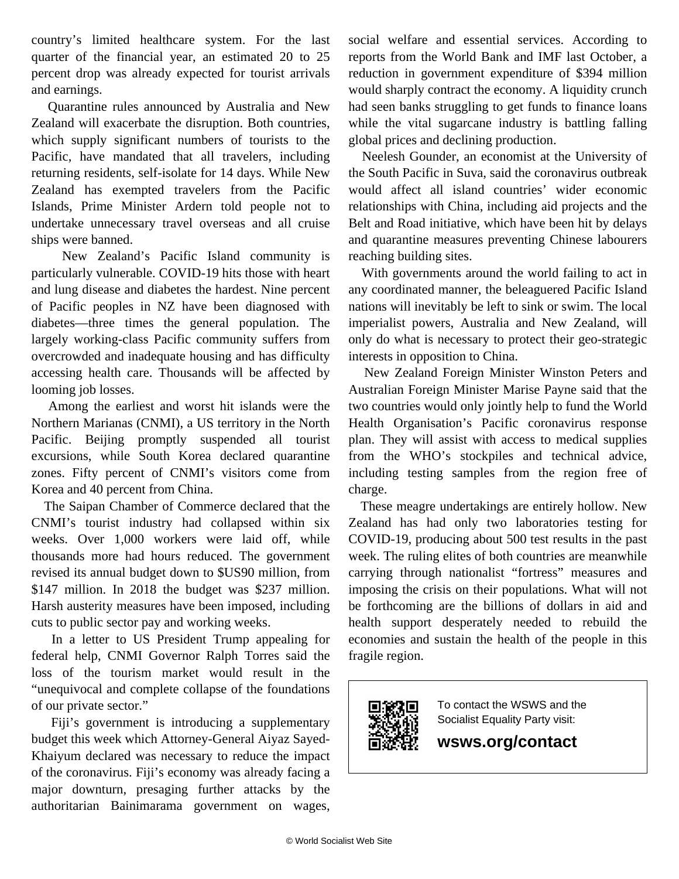country's limited healthcare system. For the last quarter of the financial year, an estimated 20 to 25 percent drop was already expected for tourist arrivals and earnings.

Quarantine rules announced by Australia and New Zealand will exacerbate the disruption. Both countries, which supply significant numbers of tourists to the Pacific, have mandated that all travelers, including returning residents, self-isolate for 14 days. While New Zealand has exempted travelers from the Pacific Islands, Prime Minister Ardern told people not to undertake unnecessary travel overseas and all cruise ships were banned.

New Zealand's Pacific Island community is particularly vulnerable. COVID-19 hits those with heart and lung disease and diabetes the hardest. Nine percent of Pacific peoples in NZ have been diagnosed with diabetes—three times the general population. The largely working-class Pacific community suffers from overcrowded and inadequate housing and has difficulty accessing health care. Thousands will be affected by looming job losses.

Among the earliest and worst hit islands were the Northern Marianas (CNMI), a US territory in the North Pacific. Beijing promptly suspended all tourist excursions, while South Korea declared quarantine zones. Fifty percent of CNMI's visitors come from Korea and 40 percent from China.

The Saipan Chamber of Commerce declared that the CNMI's tourist industry had collapsed within six weeks. Over 1,000 workers were laid off, while thousands more had hours reduced. The government revised its annual budget down to $US90 million, from $147 million. In 2018 the budget was $237 million. Harsh austerity measures have been imposed, including cuts to public sector pay and working weeks.

In a letter to US President Trump appealing for federal help, CNMI Governor Ralph Torres said the loss of the tourism market would result in the "unequivocal and complete collapse of the foundations of our private sector."

Fiji's government is introducing a supplementary budget this week which Attorney-General Aiyaz Sayed-Khaiyum declared was necessary to reduce the impact of the coronavirus. Fiji's economy was already facing a major downturn, presaging further attacks by the authoritarian Bainimarama government on wages, social welfare and essential services. According to reports from the World Bank and IMF last October, a reduction in government expenditure of $394 million would sharply contract the economy. A liquidity crunch had seen banks struggling to get funds to finance loans while the vital sugarcane industry is battling falling global prices and declining production.

Neelesh Gounder, an economist at the University of the South Pacific in Suva, said the coronavirus outbreak would affect all island countries' wider economic relationships with China, including aid projects and the Belt and Road initiative, which have been hit by delays and quarantine measures preventing Chinese labourers reaching building sites.

With governments around the world failing to act in any coordinated manner, the beleaguered Pacific Island nations will inevitably be left to sink or swim. The local imperialist powers, Australia and New Zealand, will only do what is necessary to protect their geo-strategic interests in opposition to China.

New Zealand Foreign Minister Winston Peters and Australian Foreign Minister Marise Payne said that the two countries would only jointly help to fund the World Health Organisation's Pacific coronavirus response plan. They will assist with access to medical supplies from the WHO's stockpiles and technical advice, including testing samples from the region free of charge.

These meagre undertakings are entirely hollow. New Zealand has had only two laboratories testing for COVID-19, producing about 500 test results in the past week. The ruling elites of both countries are meanwhile carrying through nationalist "fortress" measures and imposing the crisis on their populations. What will not be forthcoming are the billions of dollars in aid and health support desperately needed to rebuild the economies and sustain the health of the people in this fragile region.

To contact the WSWS and the Socialist Equality Party visit:

**wsws.org/contact**